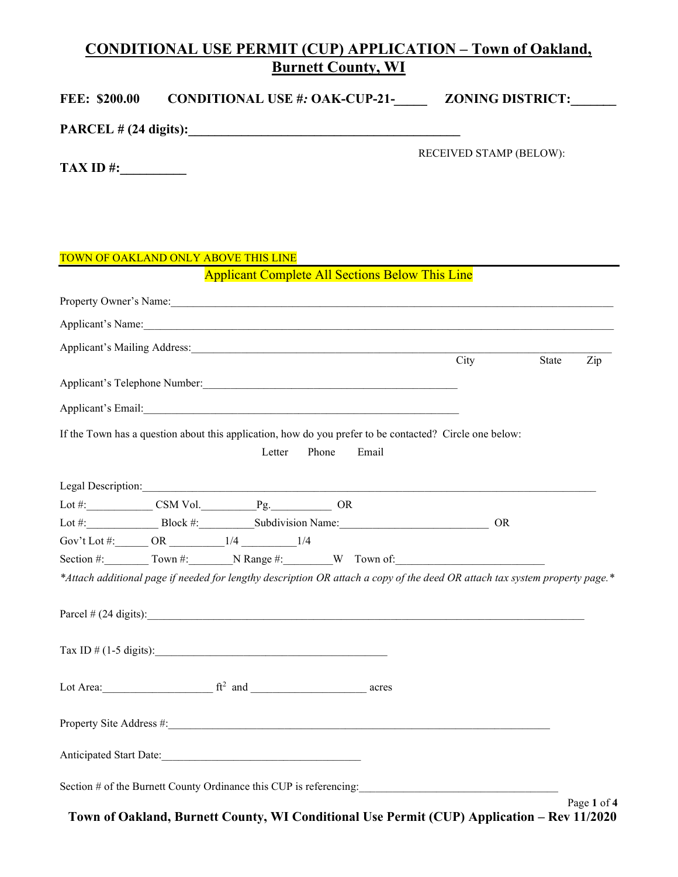# CONDITIONAL USE PERMIT (CUP) APPLICATION – Town of Oakland, Burnett County, WI

**FEE: $200.00** **CONDITIONAL USE #: OAK-CUP-21-_____** **ZONING DISTRICT:_______**

**PARCEL # (24 digits):___________________________________________**

RECEIVED STAMP (BELOW):

**TAX ID #:__________**

TOWN OF OAKLAND ONLY ABOVE THIS LINE

---

Applicant Complete All Sections Below This Line

Property Owner's Name:_______________________________________________________________________________

Applicant's Name:___________________________________________________________________________________

Applicant's Mailing Address:_____________________________________________________________________________
City State Zip

Applicant's Telephone Number:_________________________________________________

Applicant's Email:___________________________________________________________

If the Town has a question about this application, how do you prefer to be contacted? Circle one below:

Letter Phone Email

Legal Description:_____________________________________________________________________________

Lot #:____________ CSM Vol.__________Pg.___________ OR

Lot #:_____________ Block #:__________Subdivision Name:___________________________ OR

Gov't Lot #:______ OR __________1/4 __________1/4

Section #:________ Town #:________N Range #:________W Town of:__________________________

*\*Attach additional page if needed for lengthy description OR attach a copy of the deed OR attach tax system property page.\**

Parcel # (24 digits):_____________________________________________________________________________

Tax ID # (1-5 digits):__________________________________________

Lot Area:____________________ ft$^2$ and _____________________ acres

Property Site Address #:_____________________________________________________________________

Anticipated Start Date:____________________________________

Section # of the Burnett County Ordinance this CUP is referencing:____________________________________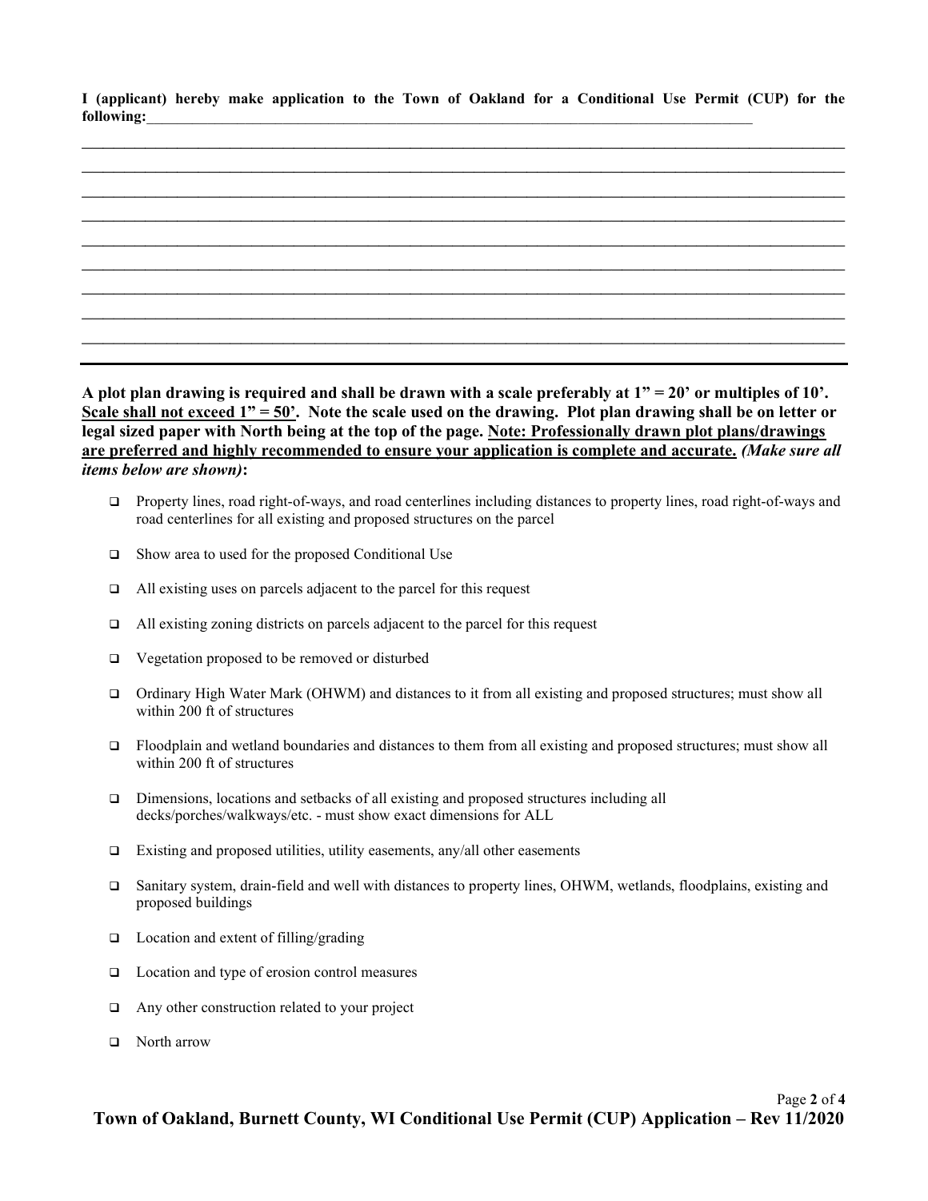**I (applicant) hereby make application to the Town of Oakland for a Conditional Use Permit (CUP) for the following:**\_\_\_\_\_\_\_\_\_\_\_\_\_\_\_\_\_\_\_\_\_\_\_\_\_\_\_\_\_\_\_\_\_\_\_\_\_\_\_\_\_\_\_\_\_\_\_\_\_\_\_\_\_\_\_\_\_\_\_\_\_\_\_\_\_\_\_\_\_\_\_\_\_\_\_\_

\_\_\_\_\_\_\_\_\_\_\_\_\_\_\_\_\_\_\_\_\_\_\_\_\_\_\_\_\_\_\_\_\_\_\_\_\_\_\_\_\_\_\_\_\_\_\_\_\_\_\_\_\_\_\_\_\_\_\_\_\_\_\_\_\_\_\_\_\_\_\_\_\_\_\_\_\_\_\_\_\_\_\_\_\_\_\_\_\_\_\_\_

\_\_\_\_\_\_\_\_\_\_\_\_\_\_\_\_\_\_\_\_\_\_\_\_\_\_\_\_\_\_\_\_\_\_\_\_\_\_\_\_\_\_\_\_\_\_\_\_\_\_\_\_\_\_\_\_\_\_\_\_\_\_\_\_\_\_\_\_\_\_\_\_\_\_\_\_\_\_\_\_\_\_\_\_\_\_\_\_\_\_\_\_

\_\_\_\_\_\_\_\_\_\_\_\_\_\_\_\_\_\_\_\_\_\_\_\_\_\_\_\_\_\_\_\_\_\_\_\_\_\_\_\_\_\_\_\_\_\_\_\_\_\_\_\_\_\_\_\_\_\_\_\_\_\_\_\_\_\_\_\_\_\_\_\_\_\_\_\_\_\_\_\_\_\_\_\_\_\_\_\_\_\_\_\_

\_\_\_\_\_\_\_\_\_\_\_\_\_\_\_\_\_\_\_\_\_\_\_\_\_\_\_\_\_\_\_\_\_\_\_\_\_\_\_\_\_\_\_\_\_\_\_\_\_\_\_\_\_\_\_\_\_\_\_\_\_\_\_\_\_\_\_\_\_\_\_\_\_\_\_\_\_\_\_\_\_\_\_\_\_\_\_\_\_\_\_\_

\_\_\_\_\_\_\_\_\_\_\_\_\_\_\_\_\_\_\_\_\_\_\_\_\_\_\_\_\_\_\_\_\_\_\_\_\_\_\_\_\_\_\_\_\_\_\_\_\_\_\_\_\_\_\_\_\_\_\_\_\_\_\_\_\_\_\_\_\_\_\_\_\_\_\_\_\_\_\_\_\_\_\_\_\_\_\_\_\_\_\_\_

\_\_\_\_\_\_\_\_\_\_\_\_\_\_\_\_\_\_\_\_\_\_\_\_\_\_\_\_\_\_\_\_\_\_\_\_\_\_\_\_\_\_\_\_\_\_\_\_\_\_\_\_\_\_\_\_\_\_\_\_\_\_\_\_\_\_\_\_\_\_\_\_\_\_\_\_\_\_\_\_\_\_\_\_\_\_\_\_\_\_\_\_

\_\_\_\_\_\_\_\_\_\_\_\_\_\_\_\_\_\_\_\_\_\_\_\_\_\_\_\_\_\_\_\_\_\_\_\_\_\_\_\_\_\_\_\_\_\_\_\_\_\_\_\_\_\_\_\_\_\_\_\_\_\_\_\_\_\_\_\_\_\_\_\_\_\_\_\_\_\_\_\_\_\_\_\_\_\_\_\_\_\_\_\_

\_\_\_\_\_\_\_\_\_\_\_\_\_\_\_\_\_\_\_\_\_\_\_\_\_\_\_\_\_\_\_\_\_\_\_\_\_\_\_\_\_\_\_\_\_\_\_\_\_\_\_\_\_\_\_\_\_\_\_\_\_\_\_\_\_\_\_\_\_\_\_\_\_\_\_\_\_\_\_\_\_\_\_\_\_\_\_\_\_\_\_\_

\_\_\_\_\_\_\_\_\_\_\_\_\_\_\_\_\_\_\_\_\_\_\_\_\_\_\_\_\_\_\_\_\_\_\_\_\_\_\_\_\_\_\_\_\_\_\_\_\_\_\_\_\_\_\_\_\_\_\_\_\_\_\_\_\_\_\_\_\_\_\_\_\_\_\_\_\_\_\_\_\_\_\_\_\_\_\_\_\_\_\_\_

---

**A plot plan drawing is required and shall be drawn with a scale preferably at 1" = 20' or multiples of 10'. <u>Scale shall not exceed 1" = 50'</u>. Note the scale used on the drawing. Plot plan drawing shall be on letter or legal sized paper with North being at the top of the page. <u>Note: Professionally drawn plot plans/drawings are preferred and highly recommended to ensure your application is complete and accurate.</u> *(Make sure all items below are shown)*:**

- ☐ Property lines, road right-of-ways, and road centerlines including distances to property lines, road right-of-ways and road centerlines for all existing and proposed structures on the parcel
- ☐ Show area to used for the proposed Conditional Use
- ☐ All existing uses on parcels adjacent to the parcel for this request
- ☐ All existing zoning districts on parcels adjacent to the parcel for this request
- ☐ Vegetation proposed to be removed or disturbed
- ☐ Ordinary High Water Mark (OHWM) and distances to it from all existing and proposed structures; must show all within 200 ft of structures
- ☐ Floodplain and wetland boundaries and distances to them from all existing and proposed structures; must show all within 200 ft of structures
- ☐ Dimensions, locations and setbacks of all existing and proposed structures including all decks/porches/walkways/etc. - must show exact dimensions for ALL
- ☐ Existing and proposed utilities, utility easements, any/all other easements
- ☐ Sanitary system, drain-field and well with distances to property lines, OHWM, wetlands, floodplains, existing and proposed buildings
- ☐ Location and extent of filling/grading
- ☐ Location and type of erosion control measures
- ☐ Any other construction related to your project
- ☐ North arrow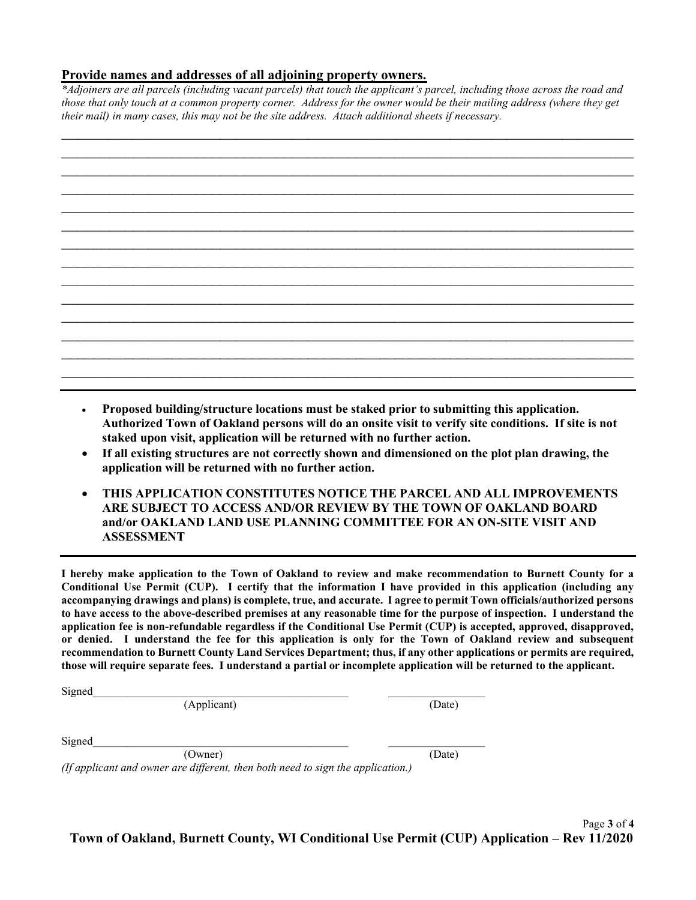**Provide names and addresses of all adjoining property owners.**

*\*Adjoiners are all parcels (including vacant parcels) that touch the applicant's parcel, including those across the road and those that only touch at a common property corner. Address for the owner would be their mailing address (where they get their mail) in many cases, this may not be the site address. Attach additional sheets if necessary.*

______________________________________________________________________________

______________________________________________________________________________

______________________________________________________________________________

______________________________________________________________________________

______________________________________________________________________________

______________________________________________________________________________

______________________________________________________________________________

______________________________________________________________________________

______________________________________________________________________________

______________________________________________________________________________

______________________________________________________________________________

______________________________________________________________________________

______________________________________________________________________________

______________________________________________________________________________

---

- **Proposed building/structure locations must be staked prior to submitting this application. Authorized Town of Oakland persons will do an onsite visit to verify site conditions. If site is not staked upon visit, application will be returned with no further action.**
- **If all existing structures are not correctly shown and dimensioned on the plot plan drawing, the application will be returned with no further action.**
- **THIS APPLICATION CONSTITUTES NOTICE THE PARCEL AND ALL IMPROVEMENTS ARE SUBJECT TO ACCESS AND/OR REVIEW BY THE TOWN OF OAKLAND BOARD and/or OAKLAND LAND USE PLANNING COMMITTEE FOR AN ON-SITE VISIT AND ASSESSMENT**

---

**I hereby make application to the Town of Oakland to review and make recommendation to Burnett County for a Conditional Use Permit (CUP). I certify that the information I have provided in this application (including any accompanying drawings and plans) is complete, true, and accurate. I agree to permit Town officials/authorized persons to have access to the above-described premises at any reasonable time for the purpose of inspection. I understand the application fee is non-refundable regardless if the Conditional Use Permit (CUP) is accepted, approved, disapproved, or denied. I understand the fee for this application is only for the Town of Oakland review and subsequent recommendation to Burnett County Land Services Department; thus, if any other applications or permits are required, those will require separate fees. I understand a partial or incomplete application will be returned to the applicant.**

Signed_____________________________________________ _________________
(Applicant) (Date)

Signed_____________________________________________ _________________
(Owner) (Date)

*(If applicant and owner are different, then both need to sign the application.)*

**Town of Oakland, Burnett County, WI Conditional Use Permit (CUP) Application – Rev 11/2020**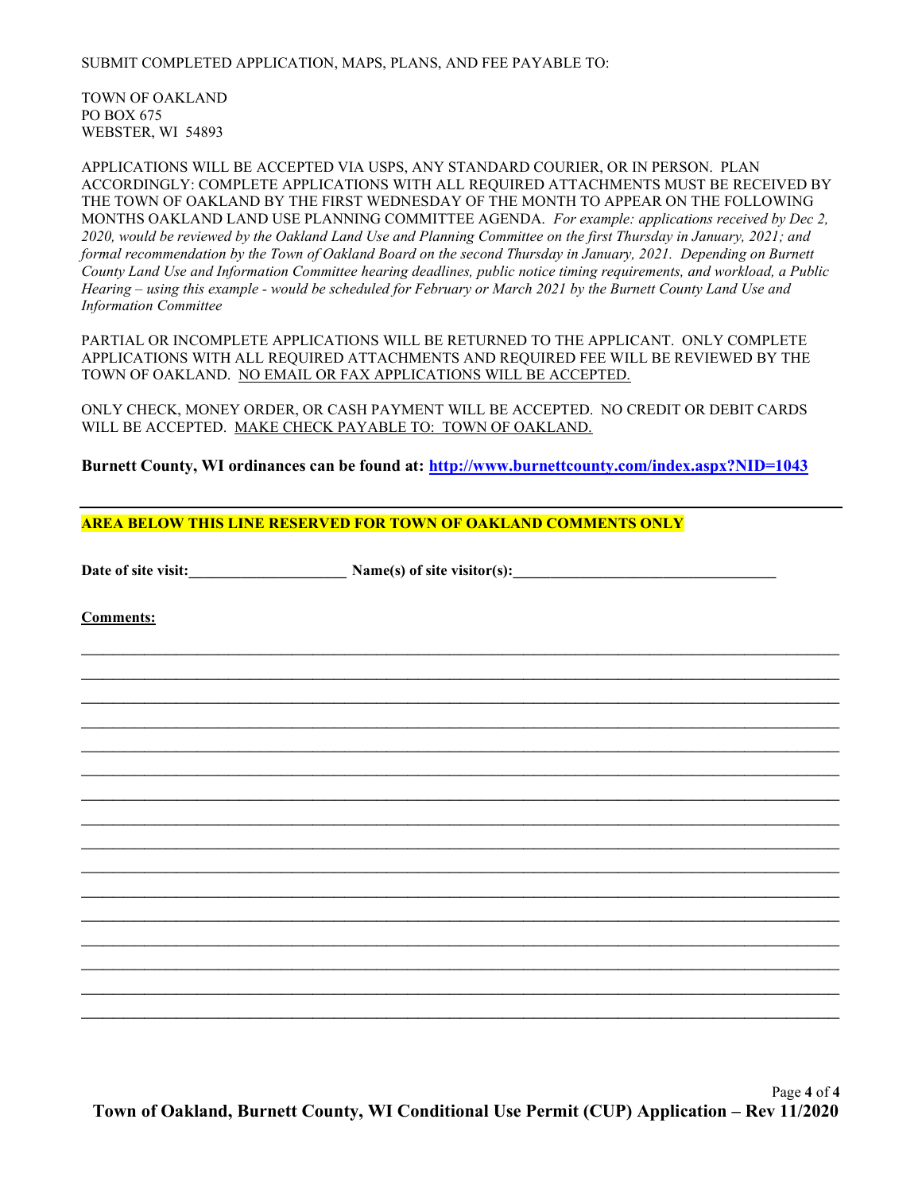SUBMIT COMPLETED APPLICATION, MAPS, PLANS, AND FEE PAYABLE TO:

TOWN OF OAKLAND
PO BOX 675
WEBSTER, WI 54893

APPLICATIONS WILL BE ACCEPTED VIA USPS, ANY STANDARD COURIER, OR IN PERSON. PLAN ACCORDINGLY: COMPLETE APPLICATIONS WITH ALL REQUIRED ATTACHMENTS MUST BE RECEIVED BY THE TOWN OF OAKLAND BY THE FIRST WEDNESDAY OF THE MONTH TO APPEAR ON THE FOLLOWING MONTHS OAKLAND LAND USE PLANNING COMMITTEE AGENDA. *For example: applications received by Dec 2, 2020, would be reviewed by the Oakland Land Use and Planning Committee on the first Thursday in January, 2021; and formal recommendation by the Town of Oakland Board on the second Thursday in January, 2021. Depending on Burnett County Land Use and Information Committee hearing deadlines, public notice timing requirements, and workload, a Public Hearing – using this example - would be scheduled for February or March 2021 by the Burnett County Land Use and Information Committee*

PARTIAL OR INCOMPLETE APPLICATIONS WILL BE RETURNED TO THE APPLICANT. ONLY COMPLETE APPLICATIONS WITH ALL REQUIRED ATTACHMENTS AND REQUIRED FEE WILL BE REVIEWED BY THE TOWN OF OAKLAND. NO EMAIL OR FAX APPLICATIONS WILL BE ACCEPTED.

ONLY CHECK, MONEY ORDER, OR CASH PAYMENT WILL BE ACCEPTED. NO CREDIT OR DEBIT CARDS WILL BE ACCEPTED. MAKE CHECK PAYABLE TO: TOWN OF OAKLAND.

**Burnett County, WI ordinances can be found at: http://www.burnettcounty.com/index.aspx?NID=1043**

---

**AREA BELOW THIS LINE RESERVED FOR TOWN OF OAKLAND COMMENTS ONLY**

**Date of site visit:**____________________ **Name(s) of site visitor(s):**__________________________________

**Comments:**

______________________________________________________________________________________________

______________________________________________________________________________________________

______________________________________________________________________________________________

______________________________________________________________________________________________

______________________________________________________________________________________________

______________________________________________________________________________________________

______________________________________________________________________________________________

______________________________________________________________________________________________

______________________________________________________________________________________________

______________________________________________________________________________________________

______________________________________________________________________________________________

______________________________________________________________________________________________

______________________________________________________________________________________________

______________________________________________________________________________________________

______________________________________________________________________________________________

______________________________________________________________________________________________